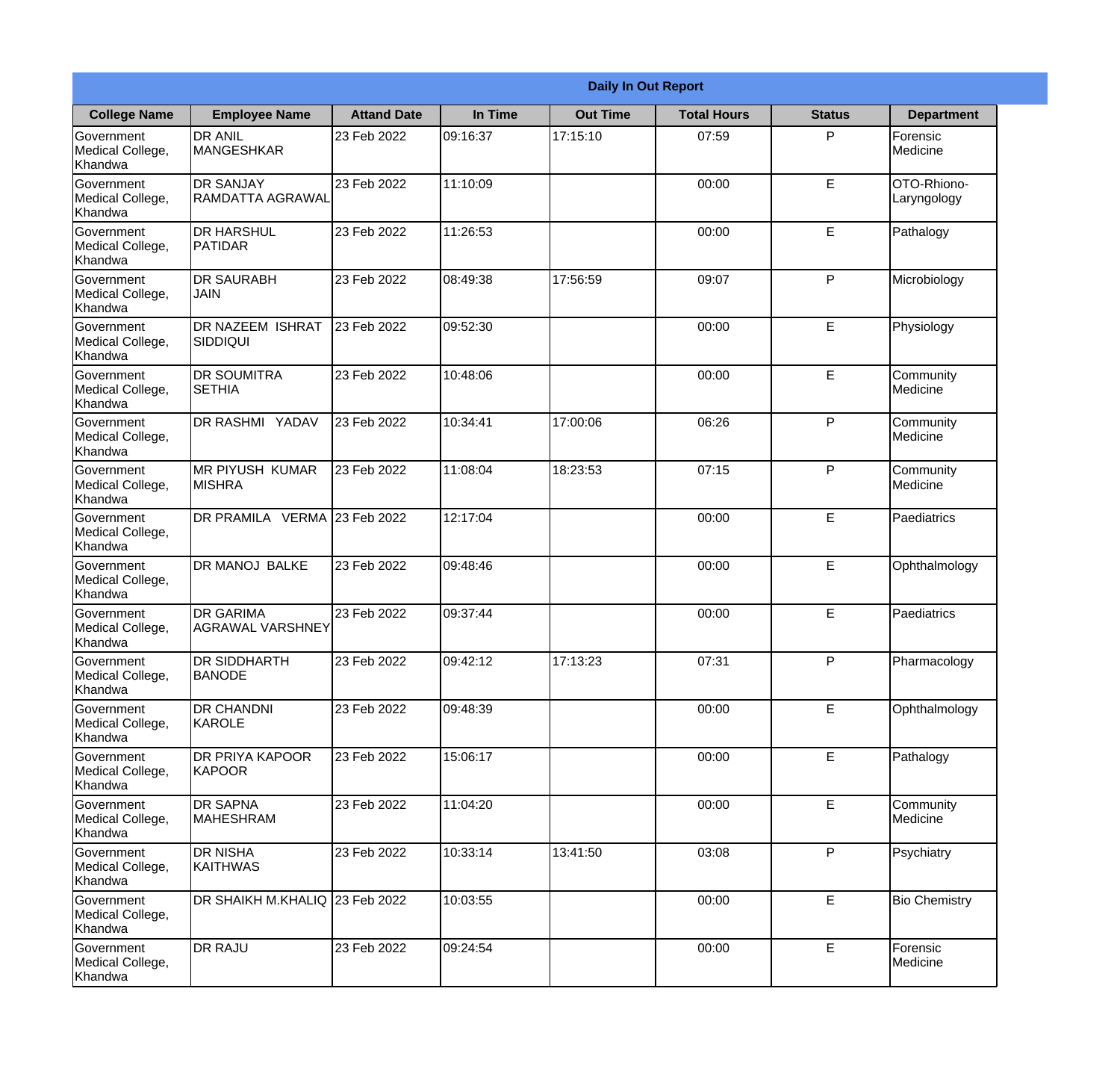| Daily In Out Report | | | | | | | |
|---|---|---|---|---|---|---|---|
| **College Name** | **Employee Name** | **Attand Date** | **In Time** | **Out Time** | **Total Hours** | **Status** | **Department** |
| Government Medical College, Khandwa | DR ANIL MANGESHKAR | 23 Feb 2022 | 09:16:37 | 17:15:10 | 07:59 | P | Forensic Medicine |
| Government Medical College, Khandwa | DR SANJAY RAMDATTA AGRAWAL | 23 Feb 2022 | 11:10:09 | | 00:00 | E | OTO-Rhiono-Laryngology |
| Government Medical College, Khandwa | DR HARSHUL PATIDAR | 23 Feb 2022 | 11:26:53 | | 00:00 | E | Pathalogy |
| Government Medical College, Khandwa | DR SAURABH JAIN | 23 Feb 2022 | 08:49:38 | 17:56:59 | 09:07 | P | Microbiology |
| Government Medical College, Khandwa | DR NAZEEM ISHRAT SIDDIQUI | 23 Feb 2022 | 09:52:30 | | 00:00 | E | Physiology |
| Government Medical College, Khandwa | DR SOUMITRA SETHIA | 23 Feb 2022 | 10:48:06 | | 00:00 | E | Community Medicine |
| Government Medical College, Khandwa | DR RASHMI YADAV | 23 Feb 2022 | 10:34:41 | 17:00:06 | 06:26 | P | Community Medicine |
| Government Medical College, Khandwa | MR PIYUSH KUMAR MISHRA | 23 Feb 2022 | 11:08:04 | 18:23:53 | 07:15 | P | Community Medicine |
| Government Medical College, Khandwa | DR PRAMILA VERMA | 23 Feb 2022 | 12:17:04 | | 00:00 | E | Paediatrics |
| Government Medical College, Khandwa | DR MANOJ BALKE | 23 Feb 2022 | 09:48:46 | | 00:00 | E | Ophthalmology |
| Government Medical College, Khandwa | DR GARIMA AGRAWAL VARSHNEY | 23 Feb 2022 | 09:37:44 | | 00:00 | E | Paediatrics |
| Government Medical College, Khandwa | DR SIDDHARTH BANODE | 23 Feb 2022 | 09:42:12 | 17:13:23 | 07:31 | P | Pharmacology |
| Government Medical College, Khandwa | DR CHANDNI KAROLE | 23 Feb 2022 | 09:48:39 | | 00:00 | E | Ophthalmology |
| Government Medical College, Khandwa | DR PRIYA KAPOOR KAPOOR | 23 Feb 2022 | 15:06:17 | | 00:00 | E | Pathalogy |
| Government Medical College, Khandwa | DR SAPNA MAHESHRAM | 23 Feb 2022 | 11:04:20 | | 00:00 | E | Community Medicine |
| Government Medical College, Khandwa | DR NISHA KAITHWAS | 23 Feb 2022 | 10:33:14 | 13:41:50 | 03:08 | P | Psychiatry |
| Government Medical College, Khandwa | DR SHAIKH M.KHALIQ | 23 Feb 2022 | 10:03:55 | | 00:00 | E | Bio Chemistry |
| Government Medical College, Khandwa | DR RAJU | 23 Feb 2022 | 09:24:54 | | 00:00 | E | Forensic Medicine |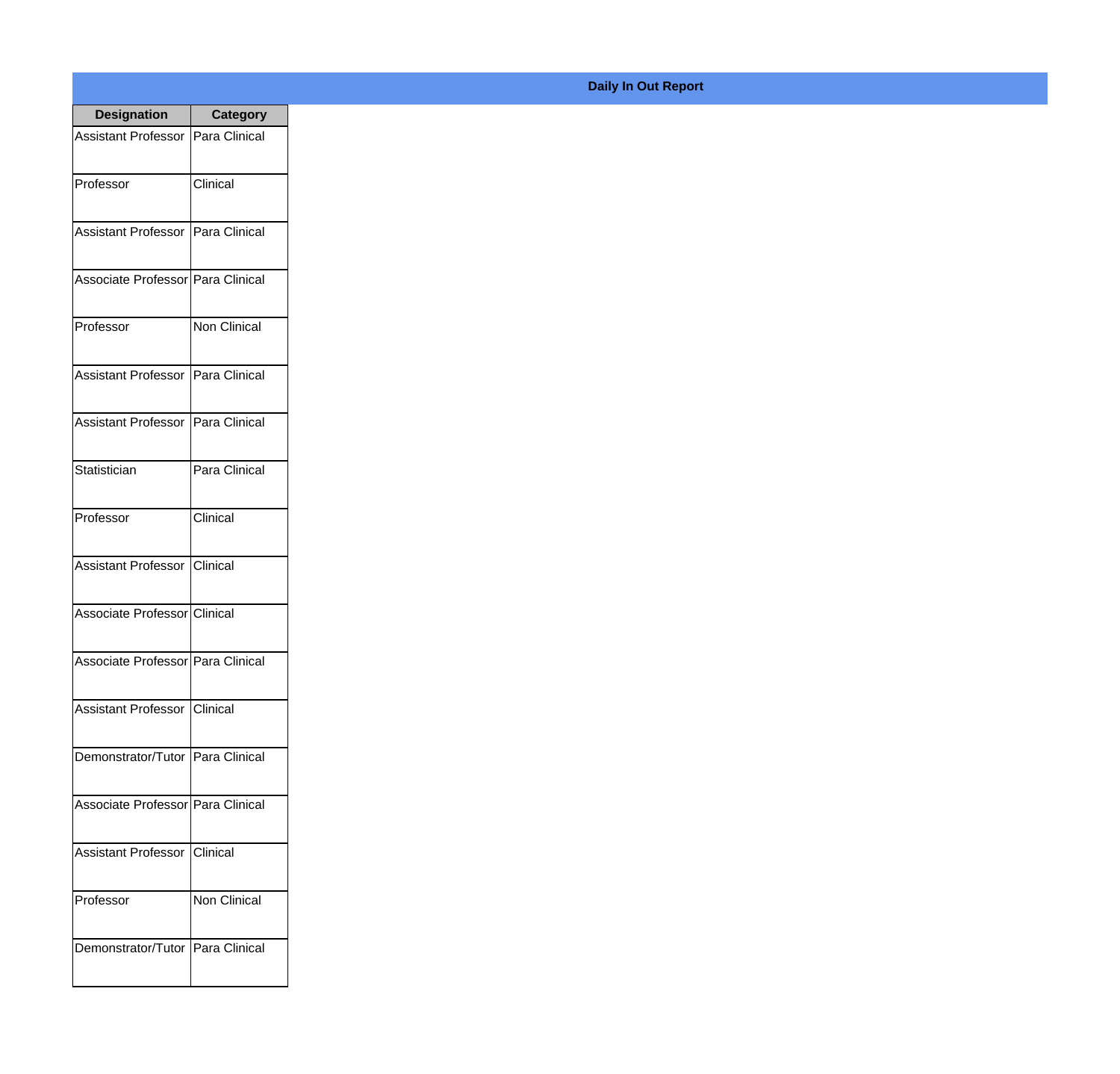**Daily In Out Report**

| Designation | Category |
|---|---|
| Assistant Professor | Para Clinical |
| Professor | Clinical |
| Assistant Professor | Para Clinical |
| Associate Professor | Para Clinical |
| Professor | Non Clinical |
| Assistant Professor | Para Clinical |
| Assistant Professor | Para Clinical |
| Statistician | Para Clinical |
| Professor | Clinical |
| Assistant Professor | Clinical |
| Associate Professor | Clinical |
| Associate Professor | Para Clinical |
| Assistant Professor | Clinical |
| Demonstrator/Tutor | Para Clinical |
| Associate Professor | Para Clinical |
| Assistant Professor | Clinical |
| Professor | Non Clinical |
| Demonstrator/Tutor | Para Clinical |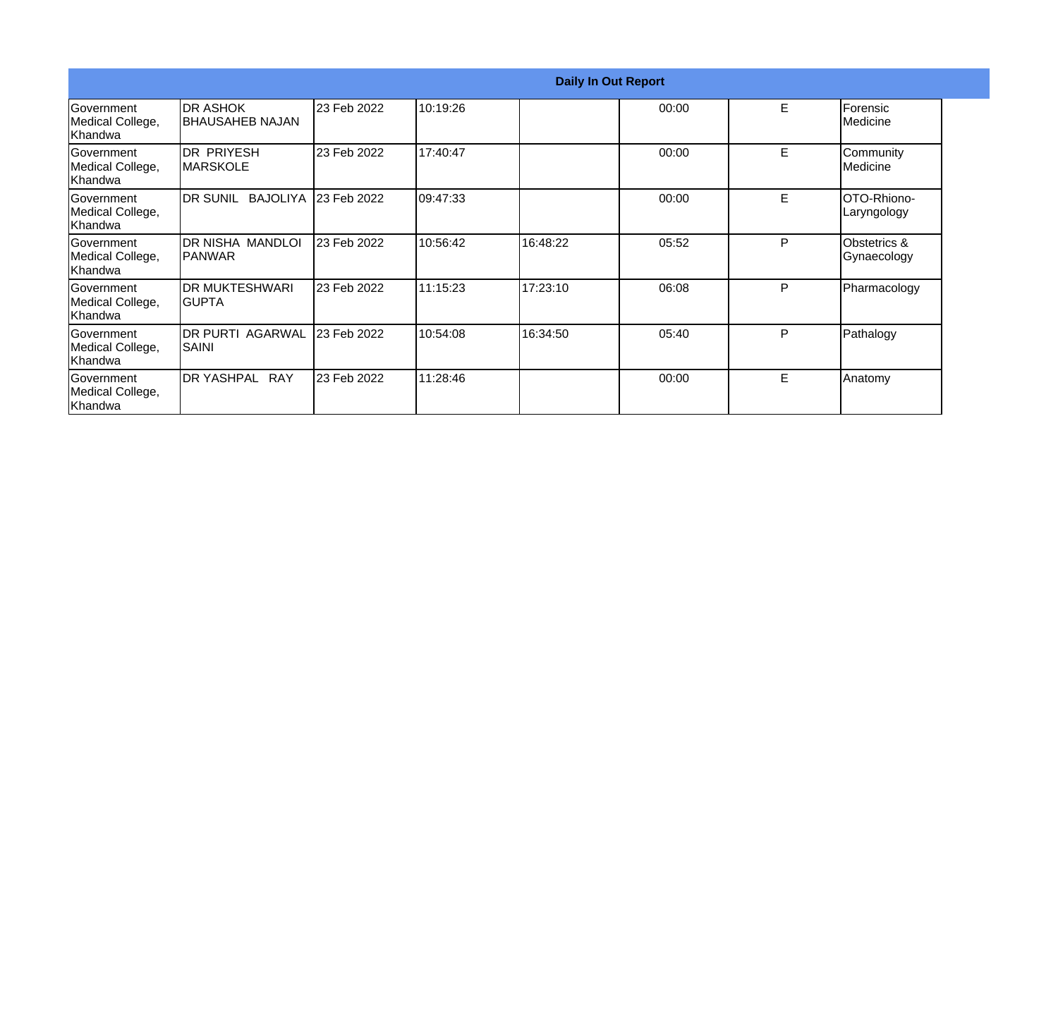| Daily In Out Report | | | | | | | |
|---|---|---|---|---|---|---|---|
| Government Medical College, Khandwa | DR ASHOK BHAUSAHEB NAJAN | 23 Feb 2022 | 10:19:26 | | 00:00 | E | Forensic Medicine |
| Government Medical College, Khandwa | DR PRIYESH MARSKOLE | 23 Feb 2022 | 17:40:47 | | 00:00 | E | Community Medicine |
| Government Medical College, Khandwa | DR SUNIL BAJOLIYA | 23 Feb 2022 | 09:47:33 | | 00:00 | E | OTO-Rhiono-Laryngology |
| Government Medical College, Khandwa | DR NISHA MANDLOI PANWAR | 23 Feb 2022 | 10:56:42 | 16:48:22 | 05:52 | P | Obstetrics & Gynaecology |
| Government Medical College, Khandwa | DR MUKTESHWARI GUPTA | 23 Feb 2022 | 11:15:23 | 17:23:10 | 06:08 | P | Pharmacology |
| Government Medical College, Khandwa | DR PURTI AGARWAL SAINI | 23 Feb 2022 | 10:54:08 | 16:34:50 | 05:40 | P | Pathalogy |
| Government Medical College, Khandwa | DR YASHPAL RAY | 23 Feb 2022 | 11:28:46 | | 00:00 | E | Anatomy |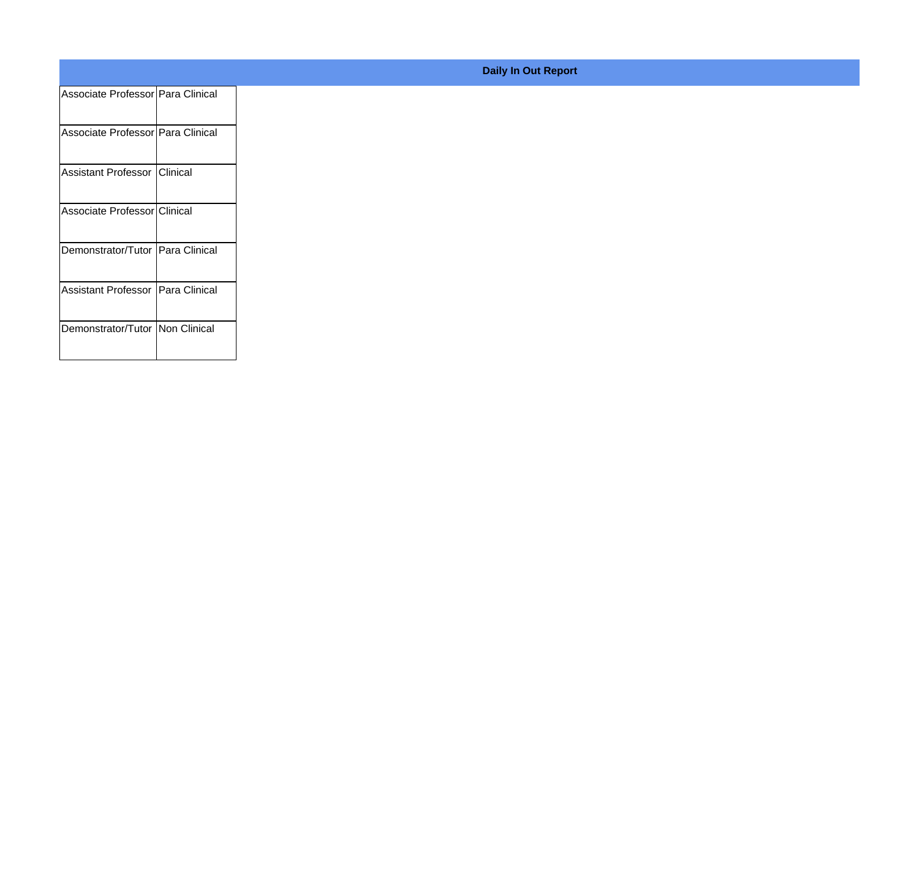**Daily In Out Report**

| | |
|---|---|
| Associate Professor | Para Clinical |
| Associate Professor | Para Clinical |
| Assistant Professor | Clinical |
| Associate Professor | Clinical |
| Demonstrator/Tutor | Para Clinical |
| Assistant Professor | Para Clinical |
| Demonstrator/Tutor | Non Clinical |